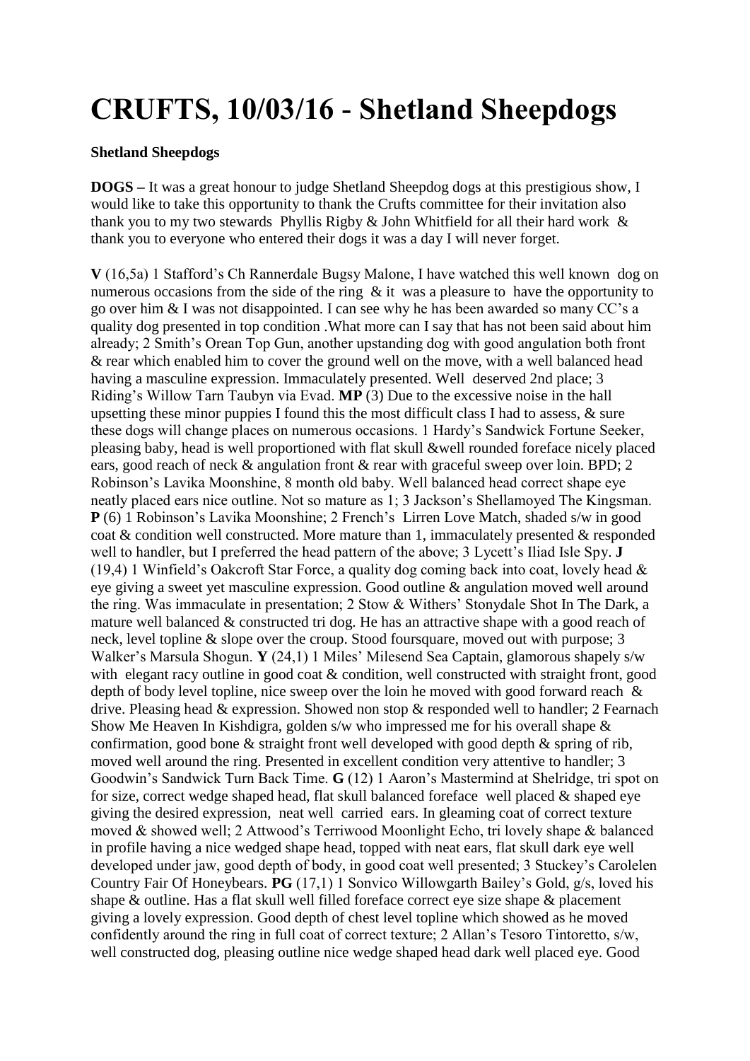# CRUFTS, 10/03/16 - Shetland Sheepdogs

**Shetland Sheepdogs**

**DOGS –** It was a great honour to judge Shetland Sheepdog dogs at this prestigious show, I would like to take this opportunity to thank the Crufts committee for their invitation also thank you to my two stewards Phyllis Rigby & John Whitfield for all their hard work & thank you to everyone who entered their dogs it was a day I will never forget.

**V** (16,5a) 1 Stafford's Ch Rannerdale Bugsy Malone, I have watched this well known dog on numerous occasions from the side of the ring & it was a pleasure to have the opportunity to go over him & I was not disappointed. I can see why he has been awarded so many CC's a quality dog presented in top condition .What more can I say that has not been said about him already; 2 Smith's Orean Top Gun, another upstanding dog with good angulation both front & rear which enabled him to cover the ground well on the move, with a well balanced head having a masculine expression. Immaculately presented. Well deserved 2nd place; 3 Riding's Willow Tarn Taubyn via Evad. **MP** (3) Due to the excessive noise in the hall upsetting these minor puppies I found this the most difficult class I had to assess, & sure these dogs will change places on numerous occasions. 1 Hardy's Sandwick Fortune Seeker, pleasing baby, head is well proportioned with flat skull &well rounded foreface nicely placed ears, good reach of neck & angulation front & rear with graceful sweep over loin. BPD; 2 Robinson's Lavika Moonshine, 8 month old baby. Well balanced head correct shape eye neatly placed ears nice outline. Not so mature as 1; 3 Jackson's Shellamoyed The Kingsman. **P** (6) 1 Robinson's Lavika Moonshine; 2 French's Lirren Love Match, shaded s/w in good coat & condition well constructed. More mature than 1, immaculately presented & responded well to handler, but I preferred the head pattern of the above; 3 Lycett's Iliad Isle Spy. **J** (19,4) 1 Winfield's Oakcroft Star Force, a quality dog coming back into coat, lovely head & eye giving a sweet yet masculine expression. Good outline & angulation moved well around the ring. Was immaculate in presentation; 2 Stow & Withers' Stonydale Shot In The Dark, a mature well balanced & constructed tri dog. He has an attractive shape with a good reach of neck, level topline & slope over the croup. Stood foursquare, moved out with purpose; 3 Walker's Marsula Shogun. **Y** (24,1) 1 Miles' Milesend Sea Captain, glamorous shapely s/w with elegant racy outline in good coat & condition, well constructed with straight front, good depth of body level topline, nice sweep over the loin he moved with good forward reach & drive. Pleasing head & expression. Showed non stop & responded well to handler; 2 Fearnach Show Me Heaven In Kishdigra, golden s/w who impressed me for his overall shape & confirmation, good bone & straight front well developed with good depth & spring of rib, moved well around the ring. Presented in excellent condition very attentive to handler; 3 Goodwin's Sandwick Turn Back Time. **G** (12) 1 Aaron's Mastermind at Shelridge, tri spot on for size, correct wedge shaped head, flat skull balanced foreface well placed & shaped eye giving the desired expression, neat well carried ears. In gleaming coat of correct texture moved & showed well; 2 Attwood's Terriwood Moonlight Echo, tri lovely shape & balanced in profile having a nice wedged shape head, topped with neat ears, flat skull dark eye well developed under jaw, good depth of body, in good coat well presented; 3 Stuckey's Carolelen Country Fair Of Honeybears. **PG** (17,1) 1 Sonvico Willowgarth Bailey's Gold, g/s, loved his shape & outline. Has a flat skull well filled foreface correct eye size shape & placement giving a lovely expression. Good depth of chest level topline which showed as he moved confidently around the ring in full coat of correct texture; 2 Allan's Tesoro Tintoretto, s/w, well constructed dog, pleasing outline nice wedge shaped head dark well placed eye. Good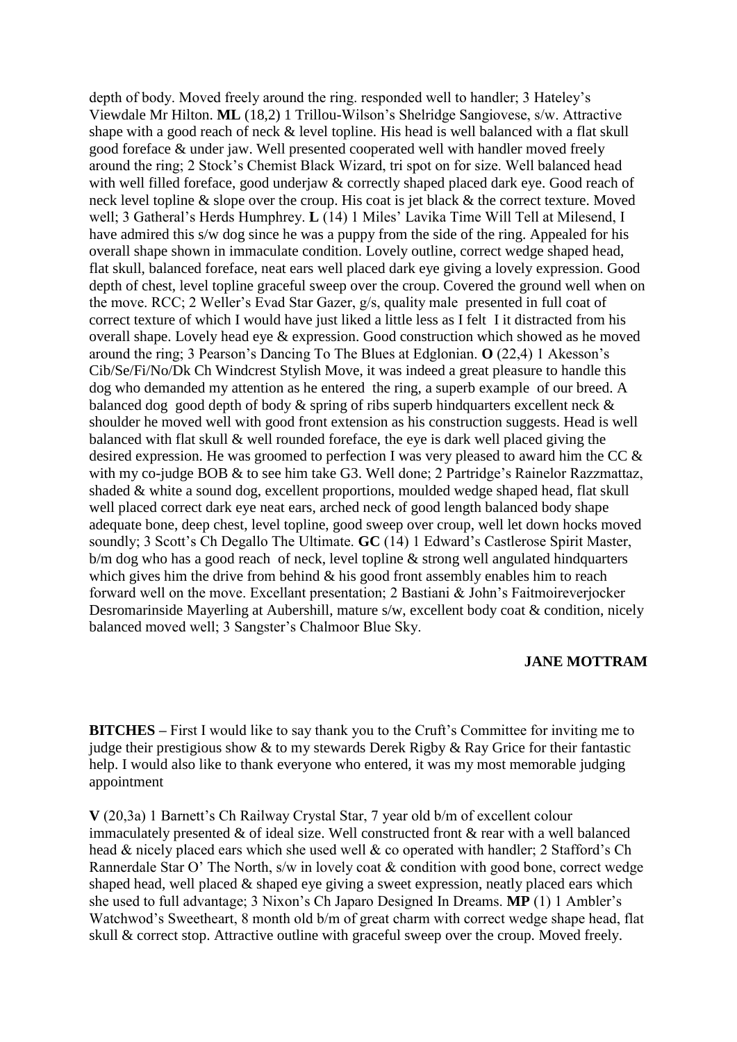depth of body. Moved freely around the ring. responded well to handler; 3 Hateley's Viewdale Mr Hilton. **ML** (18,2) 1 Trillou-Wilson's Shelridge Sangiovese, s/w. Attractive shape with a good reach of neck & level topline. His head is well balanced with a flat skull good foreface & under jaw. Well presented cooperated well with handler moved freely around the ring; 2 Stock's Chemist Black Wizard, tri spot on for size. Well balanced head with well filled foreface, good underjaw & correctly shaped placed dark eye. Good reach of neck level topline & slope over the croup. His coat is jet black & the correct texture. Moved well; 3 Gatheral's Herds Humphrey. **L** (14) 1 Miles' Lavika Time Will Tell at Milesend, I have admired this s/w dog since he was a puppy from the side of the ring. Appealed for his overall shape shown in immaculate condition. Lovely outline, correct wedge shaped head, flat skull, balanced foreface, neat ears well placed dark eye giving a lovely expression. Good depth of chest, level topline graceful sweep over the croup. Covered the ground well when on the move. RCC; 2 Weller's Evad Star Gazer, g/s, quality male presented in full coat of correct texture of which I would have just liked a little less as I felt I it distracted from his overall shape. Lovely head eye & expression. Good construction which showed as he moved around the ring; 3 Pearson's Dancing To The Blues at Edglonian. **O** (22,4) 1 Akesson's Cib/Se/Fi/No/Dk Ch Windcrest Stylish Move, it was indeed a great pleasure to handle this dog who demanded my attention as he entered the ring, a superb example of our breed. A balanced dog good depth of body & spring of ribs superb hindquarters excellent neck & shoulder he moved well with good front extension as his construction suggests. Head is well balanced with flat skull & well rounded foreface, the eye is dark well placed giving the desired expression. He was groomed to perfection I was very pleased to award him the CC & with my co-judge BOB & to see him take G3. Well done; 2 Partridge's Rainelor Razzmattaz, shaded & white a sound dog, excellent proportions, moulded wedge shaped head, flat skull well placed correct dark eye neat ears, arched neck of good length balanced body shape adequate bone, deep chest, level topline, good sweep over croup, well let down hocks moved soundly; 3 Scott's Ch Degallo The Ultimate. **GC** (14) 1 Edward's Castlerose Spirit Master, b/m dog who has a good reach of neck, level topline & strong well angulated hindquarters which gives him the drive from behind & his good front assembly enables him to reach forward well on the move. Excellant presentation; 2 Bastiani & John's Faitmoireverjocker Desromarinside Mayerling at Aubershill, mature s/w, excellent body coat & condition, nicely balanced moved well; 3 Sangster's Chalmoor Blue Sky.

**JANE MOTTRAM**

**BITCHES –** First I would like to say thank you to the Cruft's Committee for inviting me to judge their prestigious show & to my stewards Derek Rigby & Ray Grice for their fantastic help. I would also like to thank everyone who entered, it was my most memorable judging appointment

**V** (20,3a) 1 Barnett's Ch Railway Crystal Star, 7 year old b/m of excellent colour immaculately presented & of ideal size. Well constructed front & rear with a well balanced head & nicely placed ears which she used well & co operated with handler; 2 Stafford's Ch Rannerdale Star O' The North, s/w in lovely coat & condition with good bone, correct wedge shaped head, well placed & shaped eye giving a sweet expression, neatly placed ears which she used to full advantage; 3 Nixon's Ch Japaro Designed In Dreams. **MP** (1) 1 Ambler's Watchwod's Sweetheart, 8 month old b/m of great charm with correct wedge shape head, flat skull & correct stop. Attractive outline with graceful sweep over the croup. Moved freely.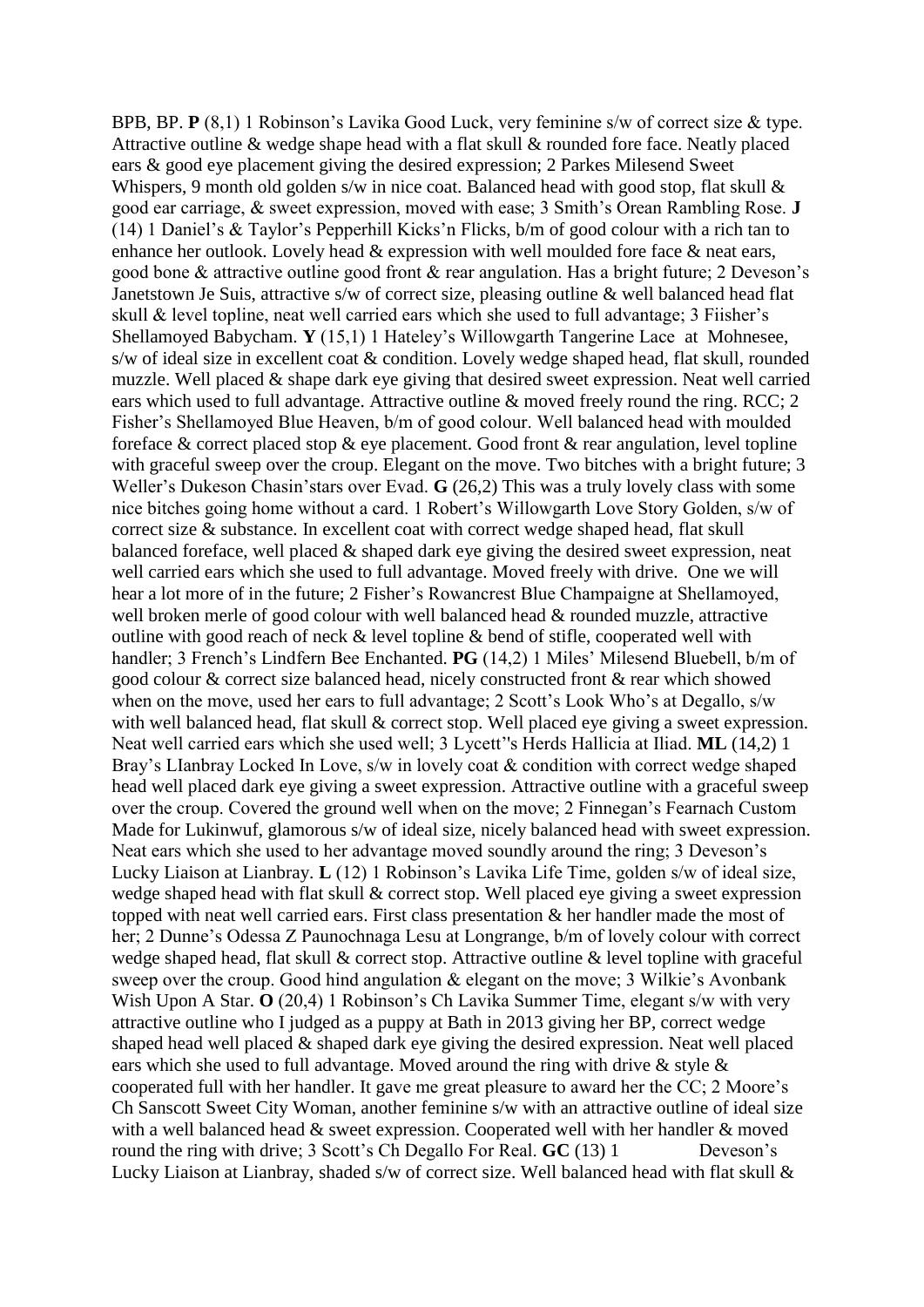BPB, BP. **P** (8,1) 1 Robinson's Lavika Good Luck, very feminine s/w of correct size & type. Attractive outline & wedge shape head with a flat skull & rounded fore face. Neatly placed ears & good eye placement giving the desired expression; 2 Parkes Milesend Sweet Whispers, 9 month old golden s/w in nice coat. Balanced head with good stop, flat skull & good ear carriage, & sweet expression, moved with ease; 3 Smith's Orean Rambling Rose. **J** (14) 1 Daniel's & Taylor's Pepperhill Kicks'n Flicks, b/m of good colour with a rich tan to enhance her outlook. Lovely head & expression with well moulded fore face & neat ears, good bone & attractive outline good front & rear angulation. Has a bright future; 2 Deveson's Janetstown Je Suis, attractive s/w of correct size, pleasing outline & well balanced head flat skull & level topline, neat well carried ears which she used to full advantage; 3 Fiisher's Shellamoyed Babycham. **Y** (15,1) 1 Hateley's Willowgarth Tangerine Lace at Mohnesee, s/w of ideal size in excellent coat & condition. Lovely wedge shaped head, flat skull, rounded muzzle. Well placed & shape dark eye giving that desired sweet expression. Neat well carried ears which used to full advantage. Attractive outline & moved freely round the ring. RCC; 2 Fisher's Shellamoyed Blue Heaven, b/m of good colour. Well balanced head with moulded foreface & correct placed stop & eye placement. Good front & rear angulation, level topline with graceful sweep over the croup. Elegant on the move. Two bitches with a bright future; 3 Weller's Dukeson Chasin'stars over Evad. **G** (26,2) This was a truly lovely class with some nice bitches going home without a card. 1 Robert's Willowgarth Love Story Golden, s/w of correct size & substance. In excellent coat with correct wedge shaped head, flat skull balanced foreface, well placed & shaped dark eye giving the desired sweet expression, neat well carried ears which she used to full advantage. Moved freely with drive. One we will hear a lot more of in the future; 2 Fisher's Rowancrest Blue Champaigne at Shellamoyed, well broken merle of good colour with well balanced head & rounded muzzle, attractive outline with good reach of neck & level topline & bend of stifle, cooperated well with handler; 3 French's Lindfern Bee Enchanted. **PG** (14,2) 1 Miles' Milesend Bluebell, b/m of good colour & correct size balanced head, nicely constructed front & rear which showed when on the move, used her ears to full advantage; 2 Scott's Look Who's at Degallo, s/w with well balanced head, flat skull & correct stop. Well placed eye giving a sweet expression. Neat well carried ears which she used well; 3 Lycett''s Herds Hallicia at Iliad. **ML** (14,2) 1 Bray's LIanbray Locked In Love, s/w in lovely coat & condition with correct wedge shaped head well placed dark eye giving a sweet expression. Attractive outline with a graceful sweep over the croup. Covered the ground well when on the move; 2 Finnegan's Fearnach Custom Made for Lukinwuf, glamorous s/w of ideal size, nicely balanced head with sweet expression. Neat ears which she used to her advantage moved soundly around the ring; 3 Deveson's Lucky Liaison at Lianbray. **L** (12) 1 Robinson's Lavika Life Time, golden s/w of ideal size, wedge shaped head with flat skull & correct stop. Well placed eye giving a sweet expression topped with neat well carried ears. First class presentation & her handler made the most of her; 2 Dunne's Odessa Z Paunochnaga Lesu at Longrange, b/m of lovely colour with correct wedge shaped head, flat skull & correct stop. Attractive outline & level topline with graceful sweep over the croup. Good hind angulation & elegant on the move; 3 Wilkie's Avonbank Wish Upon A Star. **O** (20,4) 1 Robinson's Ch Lavika Summer Time, elegant s/w with very attractive outline who I judged as a puppy at Bath in 2013 giving her BP, correct wedge shaped head well placed & shaped dark eye giving the desired expression. Neat well placed ears which she used to full advantage. Moved around the ring with drive & style & cooperated full with her handler. It gave me great pleasure to award her the CC; 2 Moore's Ch Sanscott Sweet City Woman, another feminine s/w with an attractive outline of ideal size with a well balanced head & sweet expression. Cooperated well with her handler & moved round the ring with drive; 3 Scott's Ch Degallo For Real. **GC** (13) 1 Deveson's Lucky Liaison at Lianbray, shaded s/w of correct size. Well balanced head with flat skull &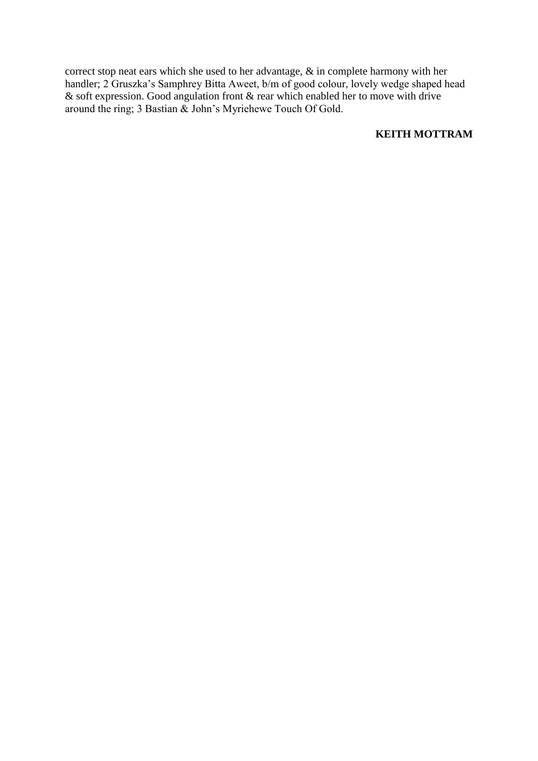correct stop neat ears which she used to her advantage, & in complete harmony with her handler; 2 Gruszka's Samphrey Bitta Aweet, b/m of good colour, lovely wedge shaped head & soft expression. Good angulation front & rear which enabled her to move with drive around the ring; 3 Bastian & John's Myriehewe Touch Of Gold.

**KEITH MOTTRAM**